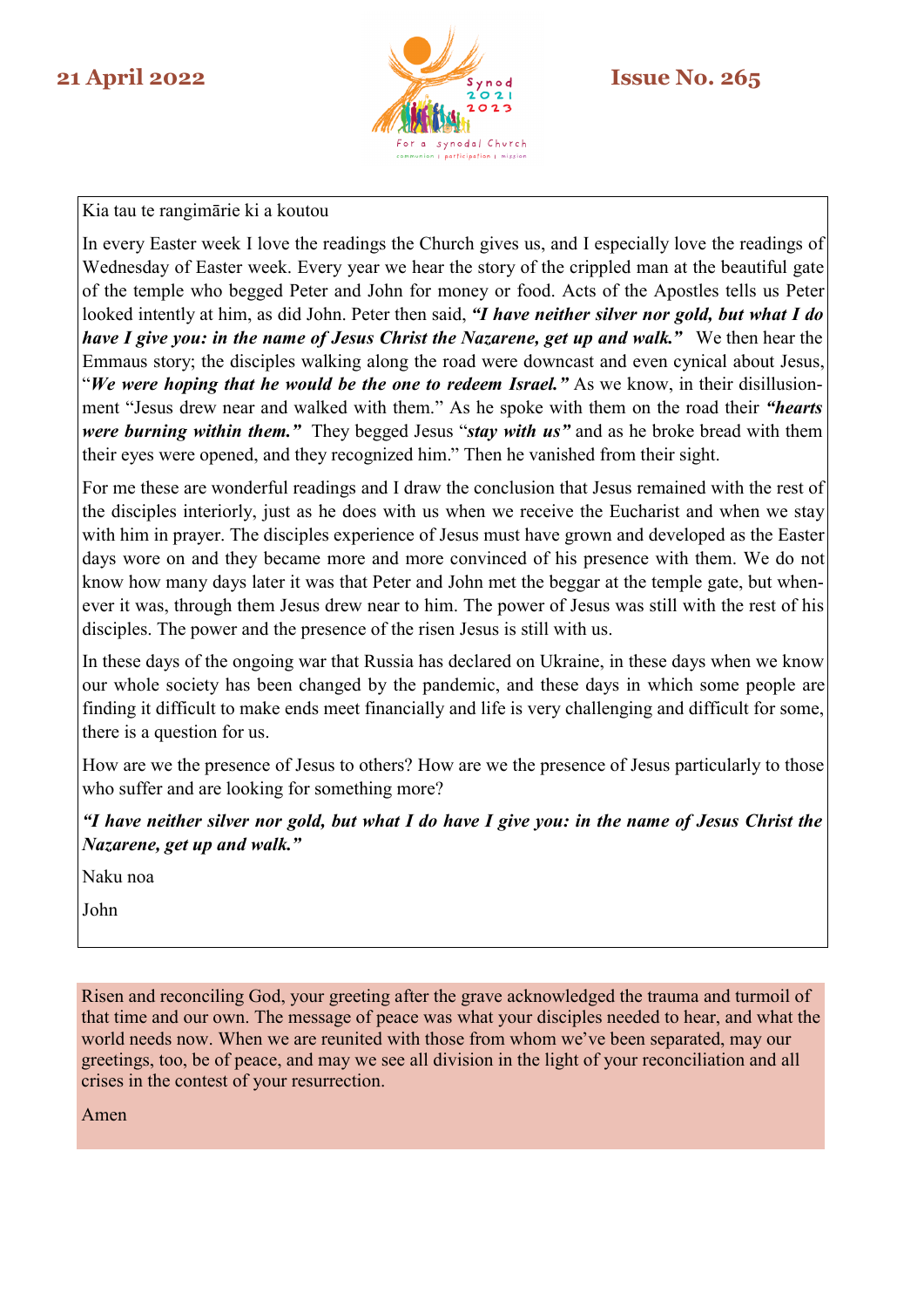**21 April 2022** **Issue No. 265**

Synod 2021 2023

For a synodal Church

communion | participation | mission

Kia tau te rangimārie ki a koutou

In every Easter week I love the readings the Church gives us, and I especially love the readings of Wednesday of Easter week. Every year we hear the story of the crippled man at the beautiful gate of the temple who begged Peter and John for money or food. Acts of the Apostles tells us Peter looked intently at him, as did John. Peter then said, ***"I have neither silver nor gold, but what I do have I give you: in the name of Jesus Christ the Nazarene, get up and walk."*** We then hear the Emmaus story; the disciples walking along the road were downcast and even cynical about Jesus, "***We were hoping that he would be the one to redeem Israel."*** As we know, in their disillusionment "Jesus drew near and walked with them." As he spoke with them on the road their ***"hearts were burning within them."*** They begged Jesus "***stay with us"*** and as he broke bread with them their eyes were opened, and they recognized him." Then he vanished from their sight.

For me these are wonderful readings and I draw the conclusion that Jesus remained with the rest of the disciples interiorly, just as he does with us when we receive the Eucharist and when we stay with him in prayer. The disciples experience of Jesus must have grown and developed as the Easter days wore on and they became more and more convinced of his presence with them. We do not know how many days later it was that Peter and John met the beggar at the temple gate, but whenever it was, through them Jesus drew near to him. The power of Jesus was still with the rest of his disciples. The power and the presence of the risen Jesus is still with us.

In these days of the ongoing war that Russia has declared on Ukraine, in these days when we know our whole society has been changed by the pandemic, and these days in which some people are finding it difficult to make ends meet financially and life is very challenging and difficult for some, there is a question for us.

How are we the presence of Jesus to others? How are we the presence of Jesus particularly to those who suffer and are looking for something more?

***"I have neither silver nor gold, but what I do have I give you: in the name of Jesus Christ the Nazarene, get up and walk."***

Naku noa

John

Risen and reconciling God, your greeting after the grave acknowledged the trauma and turmoil of that time and our own. The message of peace was what your disciples needed to hear, and what the world needs now. When we are reunited with those from whom we've been separated, may our greetings, too, be of peace, and may we see all division in the light of your reconciliation and all crises in the contest of your resurrection.

Amen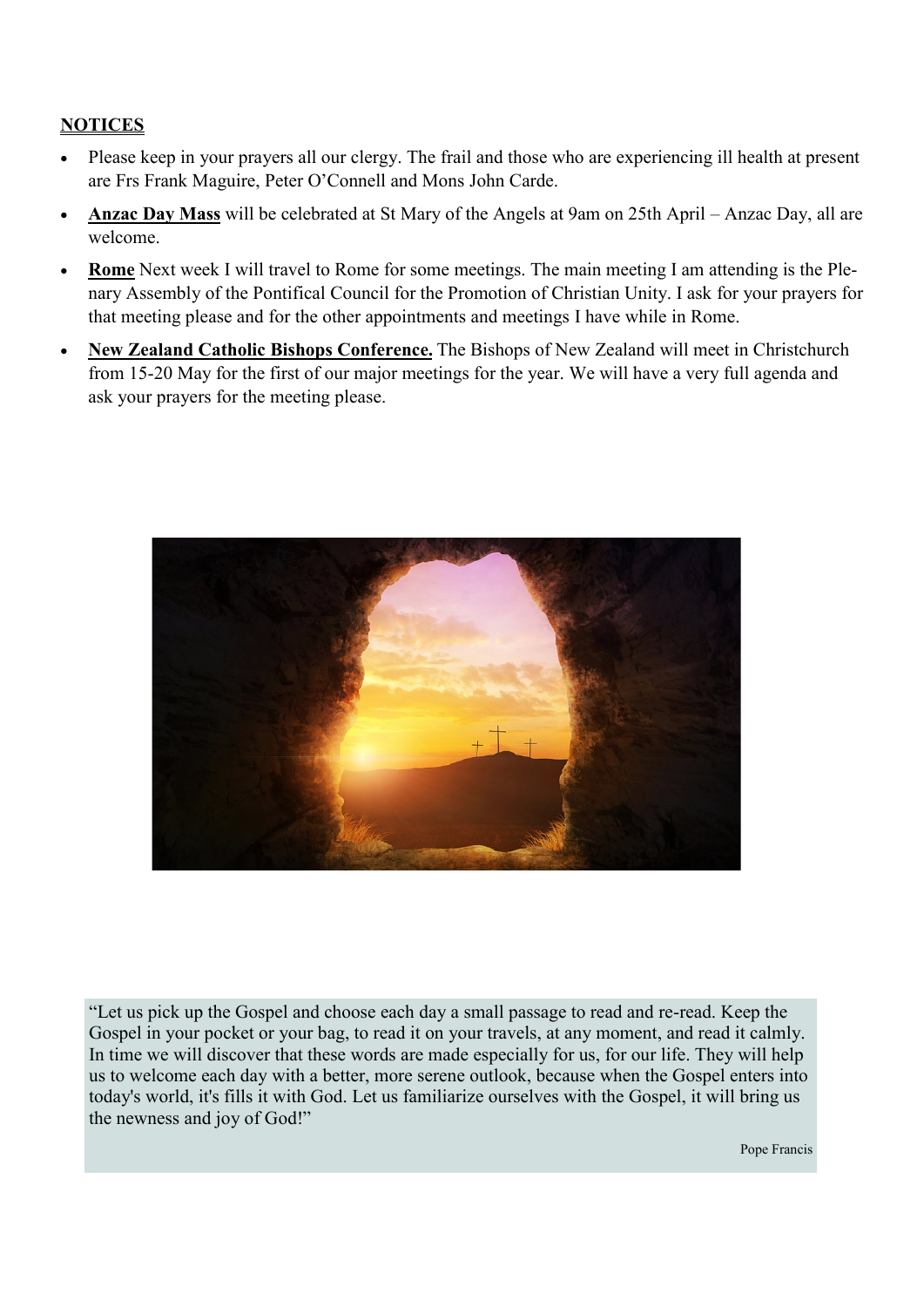## NOTICES

- Please keep in your prayers all our clergy. The frail and those who are experiencing ill health at present are Frs Frank Maguire, Peter O'Connell and Mons John Carde.
- **Anzac Day Mass** will be celebrated at St Mary of the Angels at 9am on 25th April – Anzac Day, all are welcome.
- **Rome** Next week I will travel to Rome for some meetings. The main meeting I am attending is the Plenary Assembly of the Pontifical Council for the Promotion of Christian Unity. I ask for your prayers for that meeting please and for the other appointments and meetings I have while in Rome.
- **New Zealand Catholic Bishops Conference.** The Bishops of New Zealand will meet in Christchurch from 15-20 May for the first of our major meetings for the year. We will have a very full agenda and ask your prayers for the meeting please.

"Let us pick up the Gospel and choose each day a small passage to read and re-read. Keep the Gospel in your pocket or your bag, to read it on your travels, at any moment, and read it calmly. In time we will discover that these words are made especially for us, for our life. They will help us to welcome each day with a better, more serene outlook, because when the Gospel enters into today's world, it's fills it with God. Let us familiarize ourselves with the Gospel, it will bring us the newness and joy of God!"

Pope Francis